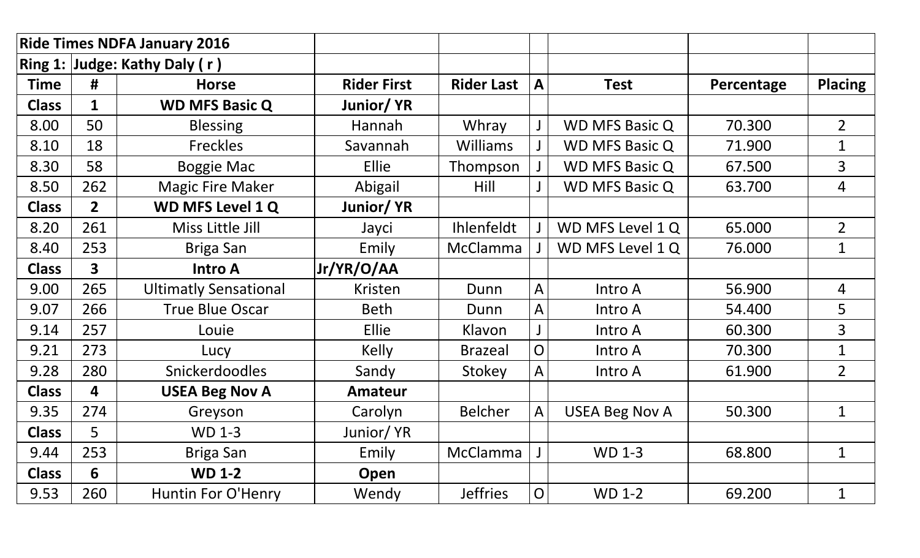| Ride Times NDFA January 2016 | | | | | | | | |
|---|---|---|---|---|---|---|---|---|
| **Ring 1:** | **Judge: Kathy Daly ( r )** | | | | | | | |
| **Time** | **#** | **Horse** | **Rider First** | **Rider Last** | **A** | **Test** | **Percentage** | **Placing** |
| **Class** | **1** | **WD MFS Basic Q** | **Junior/ YR** | | | | | |
| 8.00 | 50 | Blessing | Hannah | Whray | J | WD MFS Basic Q | 70.300 | 2 |
| 8.10 | 18 | Freckles | Savannah | Williams | J | WD MFS Basic Q | 71.900 | 1 |
| 8.30 | 58 | Boggie Mac | Ellie | Thompson | J | WD MFS Basic Q | 67.500 | 3 |
| 8.50 | 262 | Magic Fire Maker | Abigail | Hill | J | WD MFS Basic Q | 63.700 | 4 |
| **Class** | **2** | **WD MFS Level 1 Q** | **Junior/ YR** | | | | | |
| 8.20 | 261 | Miss Little Jill | Jayci | Ihlenfeldt | J | WD MFS Level 1 Q | 65.000 | 2 |
| 8.40 | 253 | Briga San | Emily | McClamma | J | WD MFS Level 1 Q | 76.000 | 1 |
| **Class** | **3** | **Intro A** | **Jr/YR/O/AA** | | | | | |
| 9.00 | 265 | Ultimatly Sensational | Kristen | Dunn | A | Intro A | 56.900 | 4 |
| 9.07 | 266 | True Blue Oscar | Beth | Dunn | A | Intro A | 54.400 | 5 |
| 9.14 | 257 | Louie | Ellie | Klavon | J | Intro A | 60.300 | 3 |
| 9.21 | 273 | Lucy | Kelly | Brazeal | O | Intro A | 70.300 | 1 |
| 9.28 | 280 | Snickerdoodles | Sandy | Stokey | A | Intro A | 61.900 | 2 |
| **Class** | **4** | **USEA Beg Nov A** | **Amateur** | | | | | |
| 9.35 | 274 | Greyson | Carolyn | Belcher | A | USEA Beg Nov A | 50.300 | 1 |
| **Class** | 5 | WD 1-3 | Junior/ YR | | | | | |
| 9.44 | 253 | Briga San | Emily | McClamma | J | WD 1-3 | 68.800 | 1 |
| **Class** | **6** | **WD 1-2** | **Open** | | | | | |
| 9.53 | 260 | Huntin For O'Henry | Wendy | Jeffries | O | WD 1-2 | 69.200 | 1 |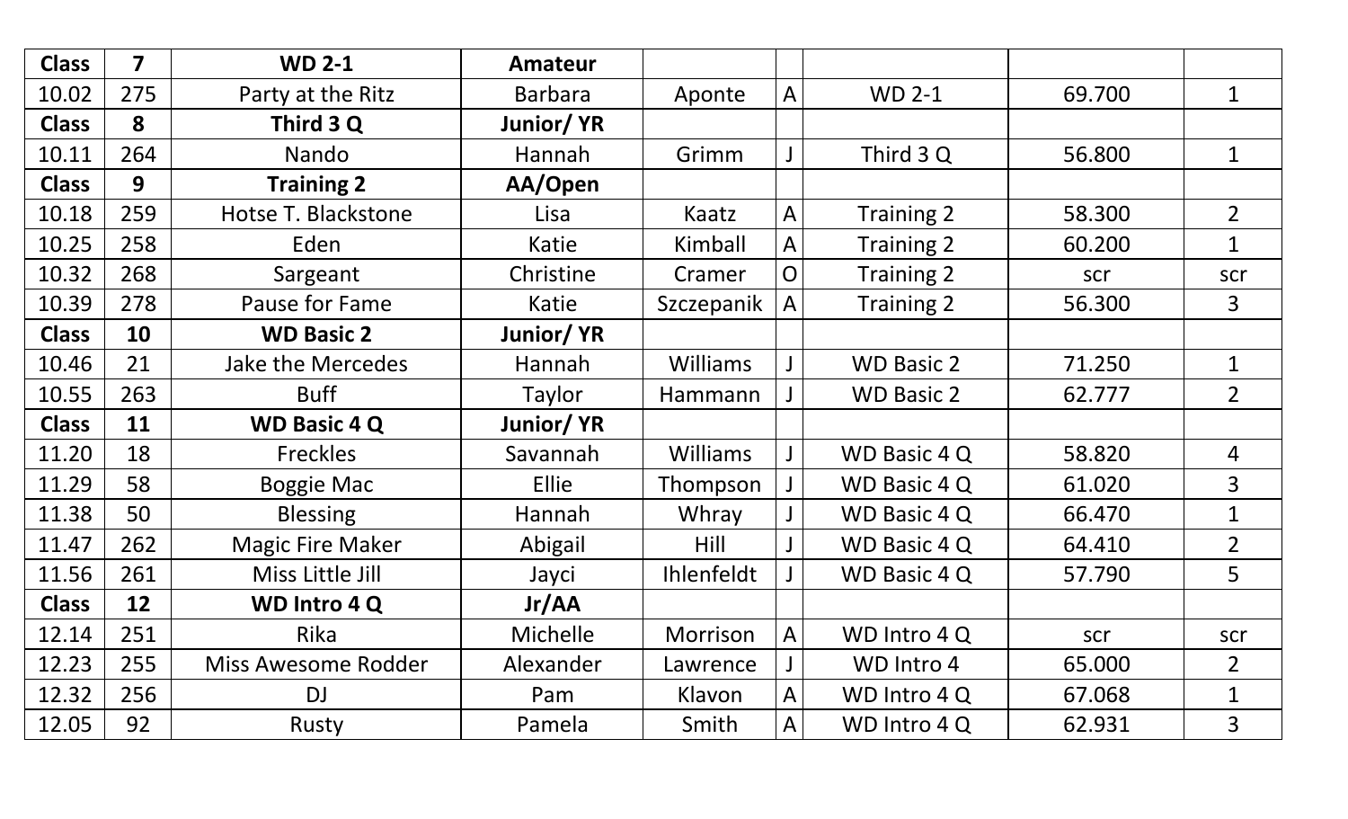| Class | 7 | WD 2-1 | Amateur | | | | | |
|---|---|---|---|---|---|---|---|---|
| 10.02 | 275 | Party at the Ritz | Barbara | Aponte | A | WD 2-1 | 69.700 | 1 |
| **Class** | **8** | **Third 3 Q** | **Junior/ YR** | | | | | |
| 10.11 | 264 | Nando | Hannah | Grimm | J | Third 3 Q | 56.800 | 1 |
| **Class** | **9** | **Training 2** | **AA/Open** | | | | | |
| 10.18 | 259 | Hotse T. Blackstone | Lisa | Kaatz | A | Training 2 | 58.300 | 2 |
| 10.25 | 258 | Eden | Katie | Kimball | A | Training 2 | 60.200 | 1 |
| 10.32 | 268 | Sargeant | Christine | Cramer | O | Training 2 | scr | scr |
| 10.39 | 278 | Pause for Fame | Katie | Szczepanik | A | Training 2 | 56.300 | 3 |
| **Class** | **10** | **WD Basic 2** | **Junior/ YR** | | | | | |
| 10.46 | 21 | Jake the Mercedes | Hannah | Williams | J | WD Basic 2 | 71.250 | 1 |
| 10.55 | 263 | Buff | Taylor | Hammann | J | WD Basic 2 | 62.777 | 2 |
| **Class** | **11** | **WD Basic 4 Q** | **Junior/ YR** | | | | | |
| 11.20 | 18 | Freckles | Savannah | Williams | J | WD Basic 4 Q | 58.820 | 4 |
| 11.29 | 58 | Boggie Mac | Ellie | Thompson | J | WD Basic 4 Q | 61.020 | 3 |
| 11.38 | 50 | Blessing | Hannah | Whray | J | WD Basic 4 Q | 66.470 | 1 |
| 11.47 | 262 | Magic Fire Maker | Abigail | Hill | J | WD Basic 4 Q | 64.410 | 2 |
| 11.56 | 261 | Miss Little Jill | Jayci | Ihlenfeldt | J | WD Basic 4 Q | 57.790 | 5 |
| **Class** | **12** | **WD Intro 4 Q** | **Jr/AA** | | | | | |
| 12.14 | 251 | Rika | Michelle | Morrison | A | WD Intro 4 Q | scr | scr |
| 12.23 | 255 | Miss Awesome Rodder | Alexander | Lawrence | J | WD Intro 4 | 65.000 | 2 |
| 12.32 | 256 | DJ | Pam | Klavon | A | WD Intro 4 Q | 67.068 | 1 |
| 12.05 | 92 | Rusty | Pamela | Smith | A | WD Intro 4 Q | 62.931 | 3 |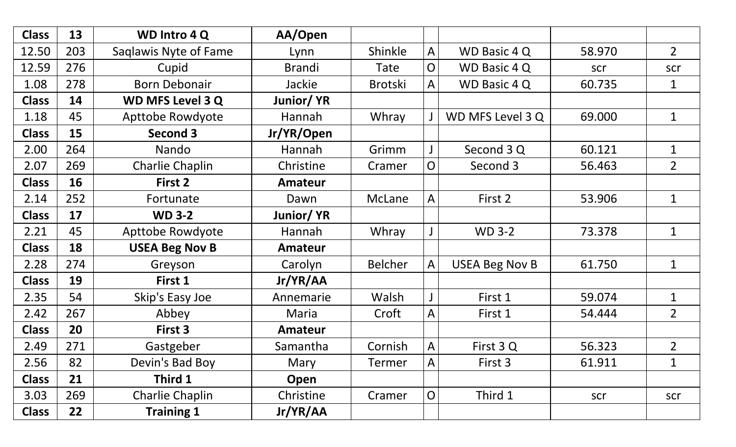| **Class** | **13** | **WD Intro 4 Q** | **AA/Open** | | | | | |
|---|---|---|---|---|---|---|---|---|
| 12.50 | 203 | Saqlawis Nyte of Fame | Lynn | Shinkle | A | WD Basic 4 Q | 58.970 | 2 |
| 12.59 | 276 | Cupid | Brandi | Tate | O | WD Basic 4 Q | scr | scr |
| 1.08 | 278 | Born Debonair | Jackie | Brotski | A | WD Basic 4 Q | 60.735 | 1 |
| **Class** | **14** | **WD MFS Level 3 Q** | **Junior/ YR** | | | | | |
| 1.18 | 45 | Apttobe Rowdyote | Hannah | Whray | J | WD MFS Level 3 Q | 69.000 | 1 |
| **Class** | **15** | **Second 3** | **Jr/YR/Open** | | | | | |
| 2.00 | 264 | Nando | Hannah | Grimm | J | Second 3 Q | 60.121 | 1 |
| 2.07 | 269 | Charlie Chaplin | Christine | Cramer | O | Second 3 | 56.463 | 2 |
| **Class** | **16** | **First 2** | **Amateur** | | | | | |
| 2.14 | 252 | Fortunate | Dawn | McLane | A | First 2 | 53.906 | 1 |
| **Class** | **17** | **WD 3-2** | **Junior/ YR** | | | | | |
| 2.21 | 45 | Apttobe Rowdyote | Hannah | Whray | J | WD 3-2 | 73.378 | 1 |
| **Class** | **18** | **USEA Beg Nov B** | **Amateur** | | | | | |
| 2.28 | 274 | Greyson | Carolyn | Belcher | A | USEA Beg Nov B | 61.750 | 1 |
| **Class** | **19** | **First 1** | **Jr/YR/AA** | | | | | |
| 2.35 | 54 | Skip's Easy Joe | Annemarie | Walsh | J | First 1 | 59.074 | 1 |
| 2.42 | 267 | Abbey | Maria | Croft | A | First 1 | 54.444 | 2 |
| **Class** | **20** | **First 3** | **Amateur** | | | | | |
| 2.49 | 271 | Gastgeber | Samantha | Cornish | A | First 3 Q | 56.323 | 2 |
| 2.56 | 82 | Devin's Bad Boy | Mary | Termer | A | First 3 | 61.911 | 1 |
| **Class** | **21** | **Third 1** | **Open** | | | | | |
| 3.03 | 269 | Charlie Chaplin | Christine | Cramer | O | Third 1 | scr | scr |
| **Class** | **22** | **Training 1** | **Jr/YR/AA** | | | | | |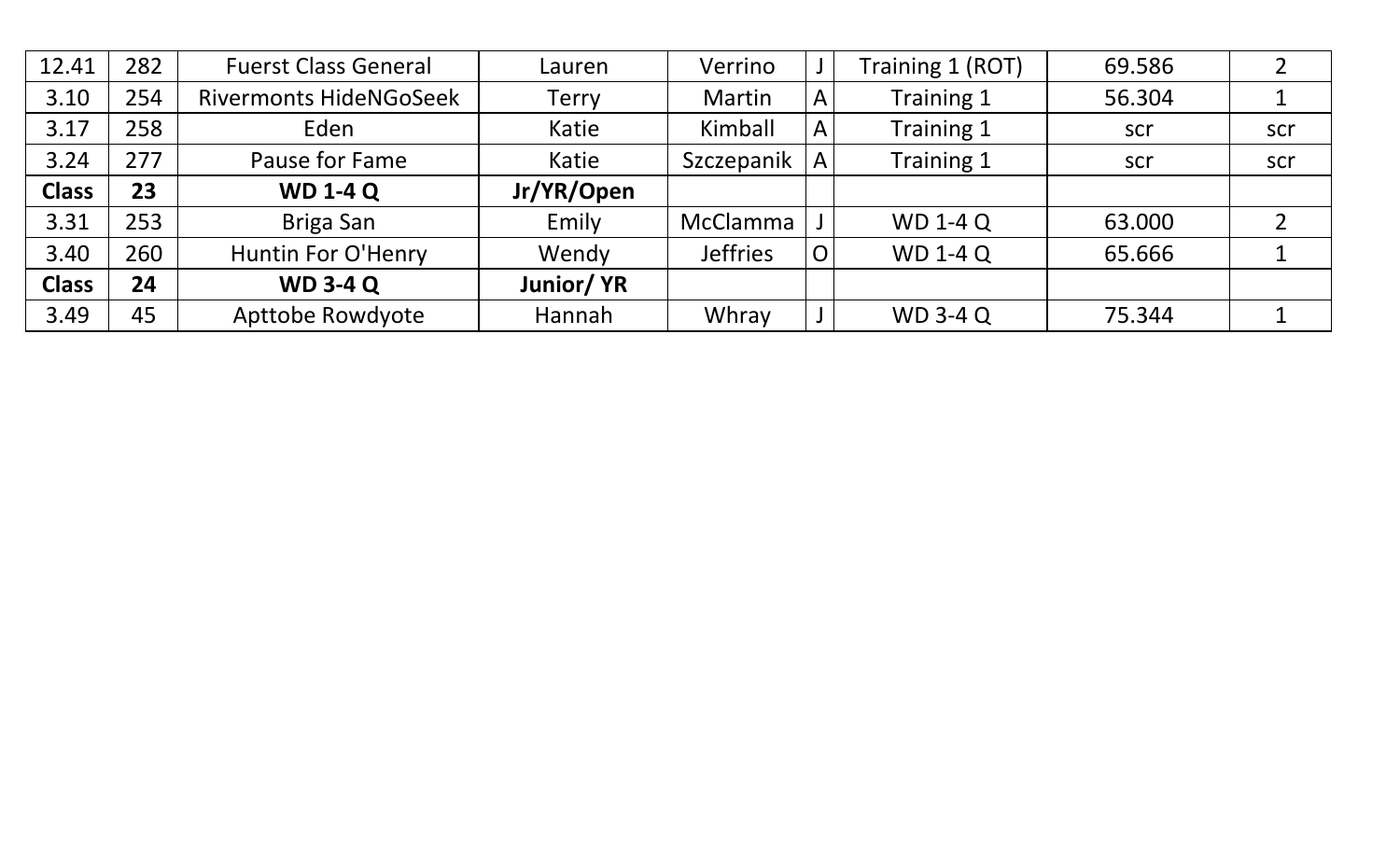| 12.41 | 282 | Fuerst Class General | Lauren | Verrino | J | Training 1 (ROT) | 69.586 | 2 |
|---|---|---|---|---|---|---|---|---|
| 3.10 | 254 | Rivermonts HideNGoSeek | Terry | Martin | A | Training 1 | 56.304 | 1 |
| 3.17 | 258 | Eden | Katie | Kimball | A | Training 1 | scr | scr |
| 3.24 | 277 | Pause for Fame | Katie | Szczepanik | A | Training 1 | scr | scr |
| **Class** | **23** | **WD 1-4 Q** | **Jr/YR/Open** | | | | | |
| 3.31 | 253 | Briga San | Emily | McClamma | J | WD 1-4 Q | 63.000 | 2 |
| 3.40 | 260 | Huntin For O'Henry | Wendy | Jeffries | O | WD 1-4 Q | 65.666 | 1 |
| **Class** | **24** | **WD 3-4 Q** | **Junior/ YR** | | | | | |
| 3.49 | 45 | Apttobe Rowdyote | Hannah | Whray | J | WD 3-4 Q | 75.344 | 1 |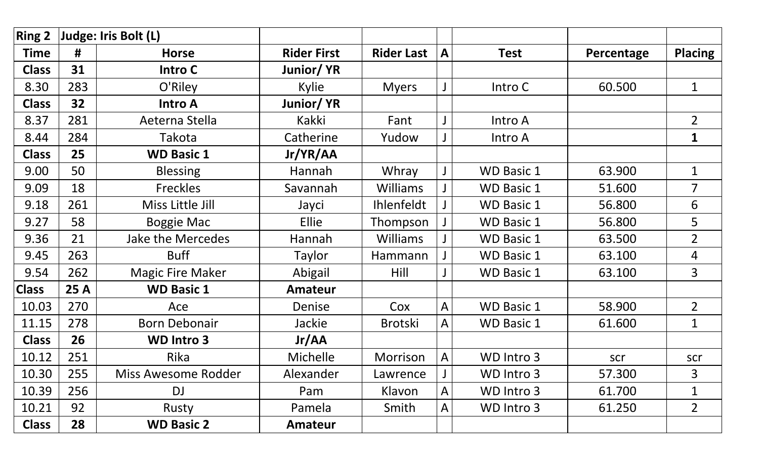| Ring 2 | Judge: Iris Bolt (L) | | | | | | | |
|---|---|---|---|---|---|---|---|---|
| **Time** | **#** | **Horse** | **Rider First** | **Rider Last** | **A** | **Test** | **Percentage** | **Placing** |
| **Class** | **31** | **Intro C** | **Junior/ YR** | | | | | |
| 8.30 | 283 | O'Riley | Kylie | Myers | J | Intro C | 60.500 | 1 |
| **Class** | **32** | **Intro A** | **Junior/ YR** | | | | | |
| 8.37 | 281 | Aeterna Stella | Kakki | Fant | J | Intro A | | 2 |
| 8.44 | 284 | Takota | Catherine | Yudow | J | Intro A | | **1** |
| **Class** | **25** | **WD Basic 1** | **Jr/YR/AA** | | | | | |
| 9.00 | 50 | Blessing | Hannah | Whray | J | WD Basic 1 | 63.900 | 1 |
| 9.09 | 18 | Freckles | Savannah | Williams | J | WD Basic 1 | 51.600 | 7 |
| 9.18 | 261 | Miss Little Jill | Jayci | Ihlenfeldt | J | WD Basic 1 | 56.800 | 6 |
| 9.27 | 58 | Boggie Mac | Ellie | Thompson | J | WD Basic 1 | 56.800 | 5 |
| 9.36 | 21 | Jake the Mercedes | Hannah | Williams | J | WD Basic 1 | 63.500 | 2 |
| 9.45 | 263 | Buff | Taylor | Hammann | J | WD Basic 1 | 63.100 | 4 |
| 9.54 | 262 | Magic Fire Maker | Abigail | Hill | J | WD Basic 1 | 63.100 | 3 |
| **Class** | **25 A** | **WD Basic 1** | **Amateur** | | | | | |
| 10.03 | 270 | Ace | Denise | Cox | A | WD Basic 1 | 58.900 | 2 |
| 11.15 | 278 | Born Debonair | Jackie | Brotski | A | WD Basic 1 | 61.600 | 1 |
| **Class** | **26** | **WD Intro 3** | **Jr/AA** | | | | | |
| 10.12 | 251 | Rika | Michelle | Morrison | A | WD Intro 3 | scr | scr |
| 10.30 | 255 | Miss Awesome Rodder | Alexander | Lawrence | J | WD Intro 3 | 57.300 | 3 |
| 10.39 | 256 | DJ | Pam | Klavon | A | WD Intro 3 | 61.700 | 1 |
| 10.21 | 92 | Rusty | Pamela | Smith | A | WD Intro 3 | 61.250 | 2 |
| **Class** | **28** | **WD Basic 2** | **Amateur** | | | | | |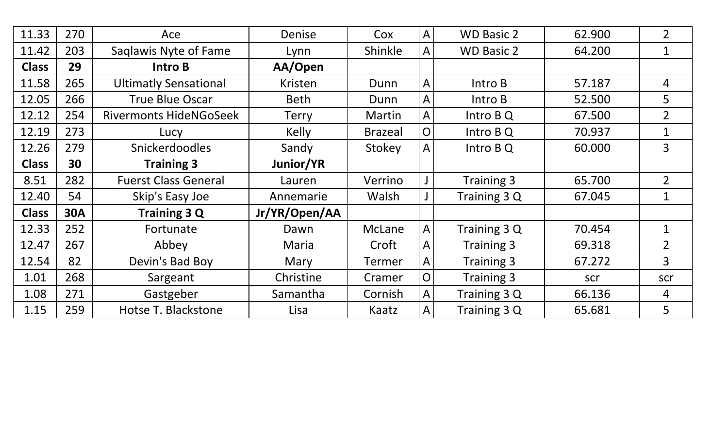| 11.33 | 270 | Ace | Denise | Cox | A | WD Basic 2 | 62.900 | 2 |
|---|---|---|---|---|---|---|---|---|
| 11.42 | 203 | Saqlawis Nyte of Fame | Lynn | Shinkle | A | WD Basic 2 | 64.200 | 1 |
| **Class** | **29** | **Intro B** | **AA/Open** | | | | | |
| 11.58 | 265 | Ultimatly Sensational | Kristen | Dunn | A | Intro B | 57.187 | 4 |
| 12.05 | 266 | True Blue Oscar | Beth | Dunn | A | Intro B | 52.500 | 5 |
| 12.12 | 254 | Rivermonts HideNGoSeek | Terry | Martin | A | Intro B Q | 67.500 | 2 |
| 12.19 | 273 | Lucy | Kelly | Brazeal | O | Intro B Q | 70.937 | 1 |
| 12.26 | 279 | Snickerdoodles | Sandy | Stokey | A | Intro B Q | 60.000 | 3 |
| **Class** | **30** | **Training 3** | **Junior/YR** | | | | | |
| 8.51 | 282 | Fuerst Class General | Lauren | Verrino | J | Training 3 | 65.700 | 2 |
| 12.40 | 54 | Skip's Easy Joe | Annemarie | Walsh | J | Training 3 Q | 67.045 | 1 |
| **Class** | **30A** | **Training 3 Q** | **Jr/YR/Open/AA** | | | | | |
| 12.33 | 252 | Fortunate | Dawn | McLane | A | Training 3 Q | 70.454 | 1 |
| 12.47 | 267 | Abbey | Maria | Croft | A | Training 3 | 69.318 | 2 |
| 12.54 | 82 | Devin's Bad Boy | Mary | Termer | A | Training 3 | 67.272 | 3 |
| 1.01 | 268 | Sargeant | Christine | Cramer | O | Training 3 | scr | scr |
| 1.08 | 271 | Gastgeber | Samantha | Cornish | A | Training 3 Q | 66.136 | 4 |
| 1.15 | 259 | Hotse T. Blackstone | Lisa | Kaatz | A | Training 3 Q | 65.681 | 5 |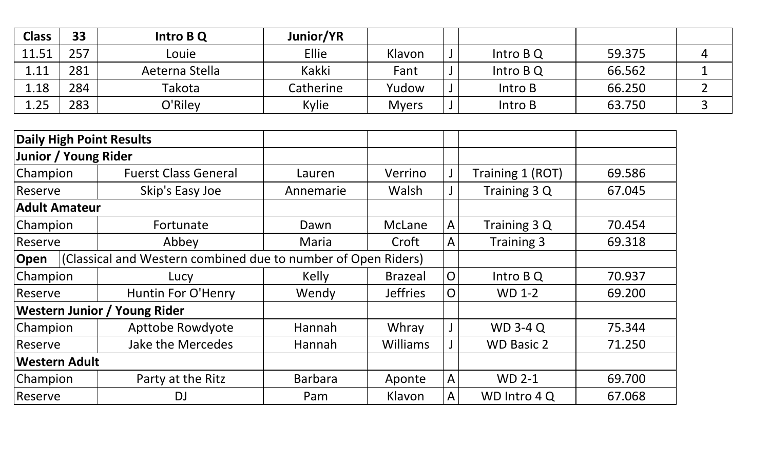| Class | 33 | Intro B Q | Junior/YR | | | | | |
|---|---|---|---|---|---|---|---|---|
| 11.51 | 257 | Louie | Ellie | Klavon | J | Intro B Q | 59.375 | 4 |
| 1.11 | 281 | Aeterna Stella | Kakki | Fant | J | Intro B Q | 66.562 | 1 |
| 1.18 | 284 | Takota | Catherine | Yudow | J | Intro B | 66.250 | 2 |
| 1.25 | 283 | O'Riley | Kylie | Myers | J | Intro B | 63.750 | 3 |

| Daily High Point Results | | | | | | |
|---|---|---|---|---|---|---|
| **Junior / Young Rider** | | | | | | |
| Champion | Fuerst Class General | Lauren | Verrino | J | Training 1 (ROT) | 69.586 |
| Reserve | Skip's Easy Joe | Annemarie | Walsh | J | Training 3 Q | 67.045 |
| **Adult Amateur** | | | | | | |
| Champion | Fortunate | Dawn | McLane | A | Training 3 Q | 70.454 |
| Reserve | Abbey | Maria | Croft | A | Training 3 | 69.318 |
| **Open** | (Classical and Western combined due to number of Open Riders) | | | | | |
| Champion | Lucy | Kelly | Brazeal | O | Intro B Q | 70.937 |
| Reserve | Huntin For O'Henry | Wendy | Jeffries | O | WD 1-2 | 69.200 |
| **Western Junior / Young Rider** | | | | | | |
| Champion | Apttobe Rowdyote | Hannah | Whray | J | WD 3-4 Q | 75.344 |
| Reserve | Jake the Mercedes | Hannah | Williams | J | WD Basic 2 | 71.250 |
| **Western Adult** | | | | | | |
| Champion | Party at the Ritz | Barbara | Aponte | A | WD 2-1 | 69.700 |
| Reserve | DJ | Pam | Klavon | A | WD Intro 4 Q | 67.068 |